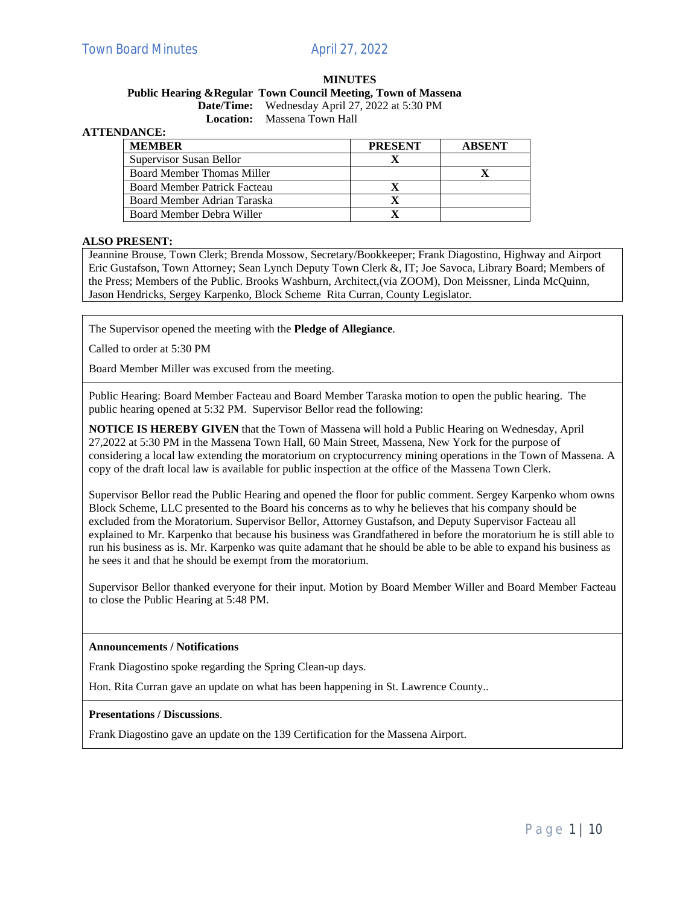# MINUTES

**Public Hearing &Regular Town Council Meeting, Town of Massena**

**Date/Time:** Wednesday April 27, 2022 at 5:30 PM

**Location:** Massena Town Hall

**ATTENDANCE:**

| MEMBER | PRESENT | ABSENT |
|---|---|---|
| Supervisor Susan Bellor | X | |
| Board Member Thomas Miller | | X |
| Board Member Patrick Facteau | X | |
| Board Member Adrian Taraska | X | |
| Board Member Debra Willer | X | |

**ALSO PRESENT:**

Jeannine Brouse, Town Clerk; Brenda Mossow, Secretary/Bookkeeper; Frank Diagostino, Highway and Airport Eric Gustafson, Town Attorney; Sean Lynch Deputy Town Clerk &, IT; Joe Savoca, Library Board; Members of the Press; Members of the Public. Brooks Washburn, Architect,(via ZOOM), Don Meissner, Linda McQuinn, Jason Hendricks, Sergey Karpenko, Block Scheme Rita Curran, County Legislator.

The Supervisor opened the meeting with the **Pledge of Allegiance**.

Called to order at 5:30 PM

Board Member Miller was excused from the meeting.

Public Hearing: Board Member Facteau and Board Member Taraska motion to open the public hearing. The public hearing opened at 5:32 PM. Supervisor Bellor read the following:

**NOTICE IS HEREBY GIVEN** that the Town of Massena will hold a Public Hearing on Wednesday, April 27,2022 at 5:30 PM in the Massena Town Hall, 60 Main Street, Massena, New York for the purpose of considering a local law extending the moratorium on cryptocurrency mining operations in the Town of Massena. A copy of the draft local law is available for public inspection at the office of the Massena Town Clerk.

Supervisor Bellor read the Public Hearing and opened the floor for public comment. Sergey Karpenko whom owns Block Scheme, LLC presented to the Board his concerns as to why he believes that his company should be excluded from the Moratorium. Supervisor Bellor, Attorney Gustafson, and Deputy Supervisor Facteau all explained to Mr. Karpenko that because his business was Grandfathered in before the moratorium he is still able to run his business as is. Mr. Karpenko was quite adamant that he should be able to be able to expand his business as he sees it and that he should be exempt from the moratorium.

Supervisor Bellor thanked everyone for their input. Motion by Board Member Willer and Board Member Facteau to close the Public Hearing at 5:48 PM.

**Announcements / Notifications**

Frank Diagostino spoke regarding the Spring Clean-up days.

Hon. Rita Curran gave an update on what has been happening in St. Lawrence County..

**Presentations / Discussions**.

Frank Diagostino gave an update on the 139 Certification for the Massena Airport.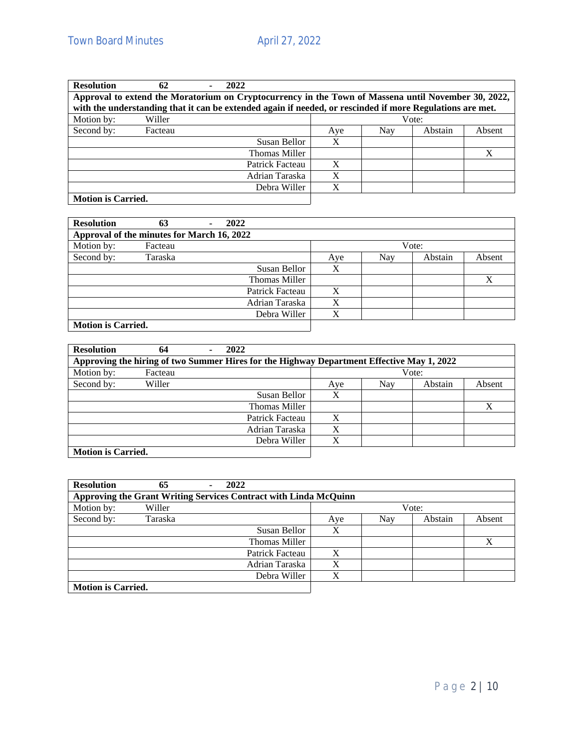| Resolution 62 - 2022 | | | | |
|---|---|---|---|---|
| **Approval to extend the Moratorium on Cryptocurrency in the Town of Massena until November 30, 2022, with the understanding that it can be extended again if needed, or rescinded if more Regulations are met.** | | | | |
| Motion by: Willer | Vote: | | | |
| Second by: Facteau | Aye | Nay | Abstain | Absent |
| Susan Bellor | X | | | |
| Thomas Miller | | | | X |
| Patrick Facteau | X | | | |
| Adrian Taraska | X | | | |
| Debra Willer | X | | | |
| **Motion is Carried.** | | | | |

| Resolution 63 - 2022 | | | | |
|---|---|---|---|---|
| **Approval of the minutes for March 16, 2022** | | | | |
| Motion by: Facteau | Vote: | | | |
| Second by: Taraska | Aye | Nay | Abstain | Absent |
| Susan Bellor | X | | | |
| Thomas Miller | | | | X |
| Patrick Facteau | X | | | |
| Adrian Taraska | X | | | |
| Debra Willer | X | | | |
| **Motion is Carried.** | | | | |

| Resolution 64 - 2022 | | | | |
|---|---|---|---|---|
| **Approving the hiring of two Summer Hires for the Highway Department Effective May 1, 2022** | | | | |
| Motion by: Facteau | Vote: | | | |
| Second by: Willer | Aye | Nay | Abstain | Absent |
| Susan Bellor | X | | | |
| Thomas Miller | | | | X |
| Patrick Facteau | X | | | |
| Adrian Taraska | X | | | |
| Debra Willer | X | | | |
| **Motion is Carried.** | | | | |

| Resolution 65 - 2022 | | | | |
|---|---|---|---|---|
| **Approving the Grant Writing Services Contract with Linda McQuinn** | | | | |
| Motion by: Willer | Vote: | | | |
| Second by: Taraska | Aye | Nay | Abstain | Absent |
| Susan Bellor | X | | | |
| Thomas Miller | | | | X |
| Patrick Facteau | X | | | |
| Adrian Taraska | X | | | |
| Debra Willer | X | | | |
| **Motion is Carried.** | | | | |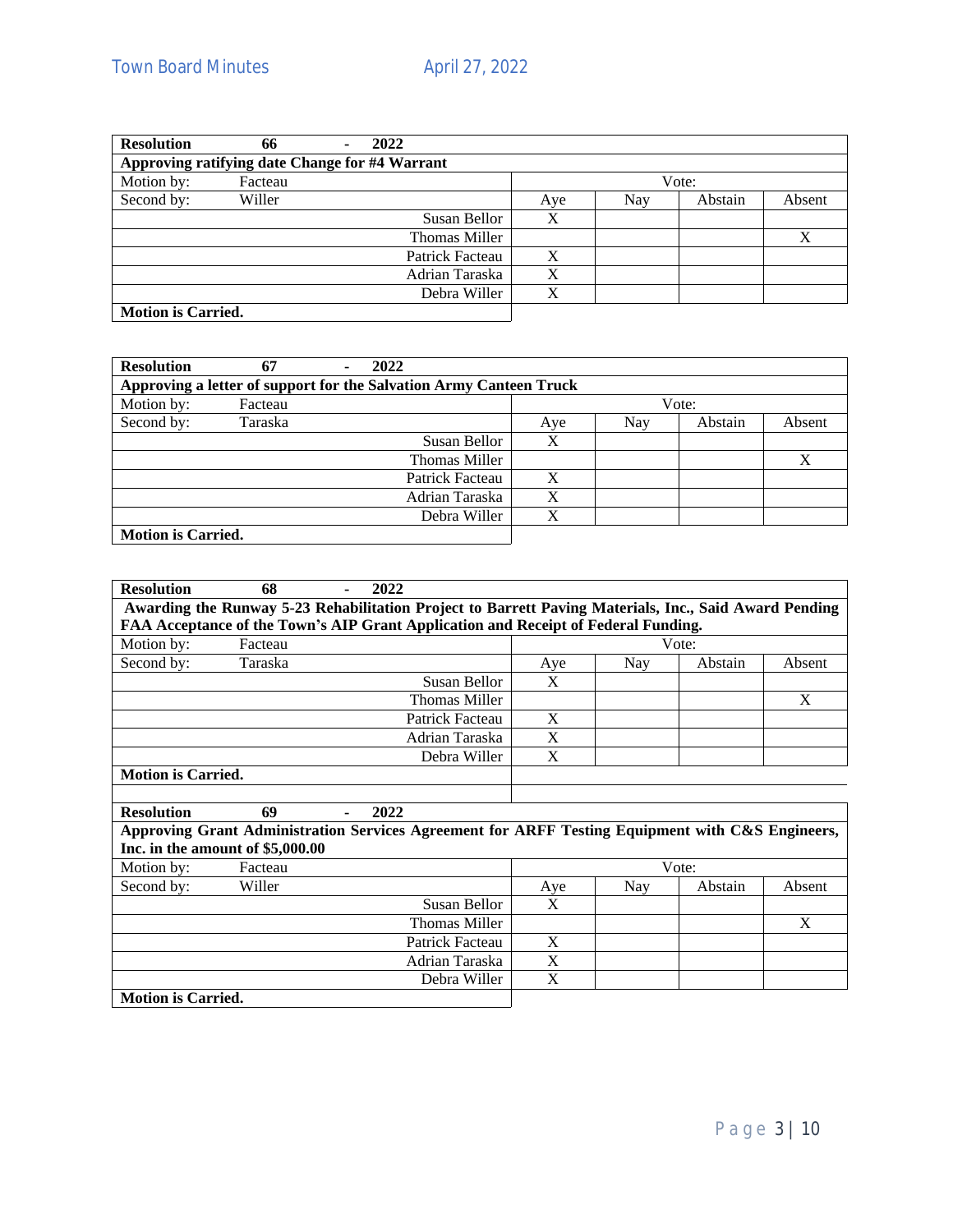| **Resolution 66 - 2022** | | | | |
|---|---|---|---|---|
| **Approving ratifying date Change for #4 Warrant** | | | | |
| Motion by: Facteau | Vote: | | | |
| Second by: Willer | Aye | Nay | Abstain | Absent |
| Susan Bellor | X | | | |
| Thomas Miller | | | | X |
| Patrick Facteau | X | | | |
| Adrian Taraska | X | | | |
| Debra Willer | X | | | |
| **Motion is Carried.** | | | | |

| **Resolution 67 - 2022** | | | | |
|---|---|---|---|---|
| **Approving a letter of support for the Salvation Army Canteen Truck** | | | | |
| Motion by: Facteau | Vote: | | | |
| Second by: Taraska | Aye | Nay | Abstain | Absent |
| Susan Bellor | X | | | |
| Thomas Miller | | | | X |
| Patrick Facteau | X | | | |
| Adrian Taraska | X | | | |
| Debra Willer | X | | | |
| **Motion is Carried.** | | | | |

| **Resolution 68 - 2022** | | | | |
|---|---|---|---|---|
| **Awarding the Runway 5-23 Rehabilitation Project to Barrett Paving Materials, Inc., Said Award Pending FAA Acceptance of the Town's AIP Grant Application and Receipt of Federal Funding.** | | | | |
| Motion by: Facteau | Vote: | | | |
| Second by: Taraska | Aye | Nay | Abstain | Absent |
| Susan Bellor | X | | | |
| Thomas Miller | | | | X |
| Patrick Facteau | X | | | |
| Adrian Taraska | X | | | |
| Debra Willer | X | | | |
| **Motion is Carried.** | | | | |

| **Resolution 69 - 2022** | | | | |
|---|---|---|---|---|
| **Approving Grant Administration Services Agreement for ARFF Testing Equipment with C&S Engineers, Inc. in the amount of $5,000.00** | | | | |
| Motion by: Facteau | Vote: | | | |
| Second by: Willer | Aye | Nay | Abstain | Absent |
| Susan Bellor | X | | | |
| Thomas Miller | | | | X |
| Patrick Facteau | X | | | |
| Adrian Taraska | X | | | |
| Debra Willer | X | | | |
| **Motion is Carried.** | | | | |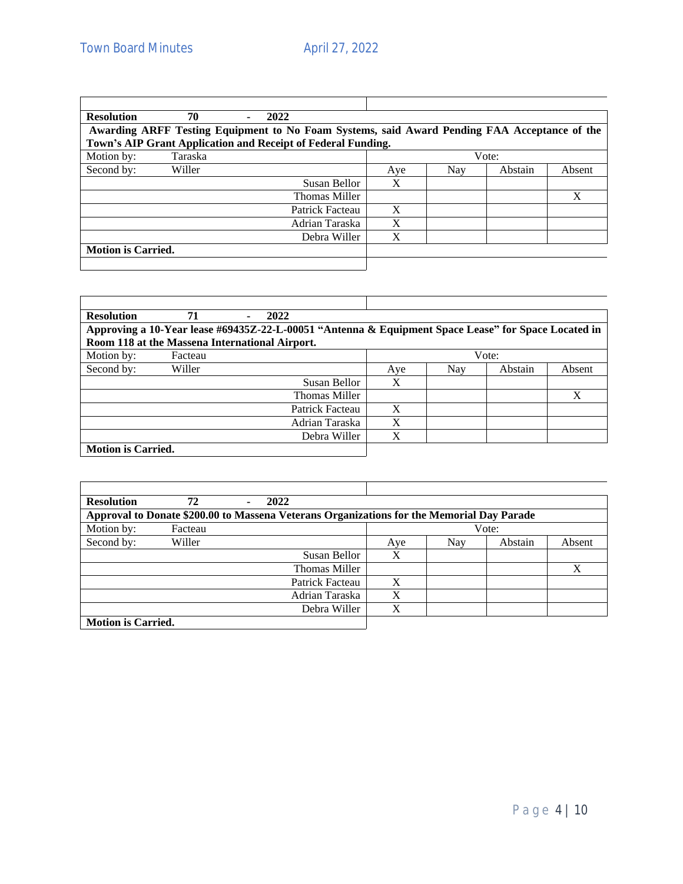| **Resolution 70 - 2022** | | | | |
|---|---|---|---|---|
| **Awarding ARFF Testing Equipment to No Foam Systems, said Award Pending FAA Acceptance of the Town's AIP Grant Application and Receipt of Federal Funding.** | | | | |
| Motion by: Taraska | Vote: | | | |
| Second by: Willer | Aye | Nay | Abstain | Absent |
| Susan Bellor | X | | | |
| Thomas Miller | | | | X |
| Patrick Facteau | X | | | |
| Adrian Taraska | X | | | |
| Debra Willer | X | | | |
| **Motion is Carried.** | | | | |

| **Resolution 71 - 2022** | | | | |
|---|---|---|---|---|
| **Approving a 10-Year lease #69435Z-22-L-00051 "Antenna & Equipment Space Lease" for Space Located in Room 118 at the Massena International Airport.** | | | | |
| Motion by: Facteau | Vote: | | | |
| Second by: Willer | Aye | Nay | Abstain | Absent |
| Susan Bellor | X | | | |
| Thomas Miller | | | | X |
| Patrick Facteau | X | | | |
| Adrian Taraska | X | | | |
| Debra Willer | X | | | |
| **Motion is Carried.** | | | | |

| **Resolution 72 - 2022** | | | | |
|---|---|---|---|---|
| **Approval to Donate $200.00 to Massena Veterans Organizations for the Memorial Day Parade** | | | | |
| Motion by: Facteau | Vote: | | | |
| Second by: Willer | Aye | Nay | Abstain | Absent |
| Susan Bellor | X | | | |
| Thomas Miller | | | | X |
| Patrick Facteau | X | | | |
| Adrian Taraska | X | | | |
| Debra Willer | X | | | |
| **Motion is Carried.** | | | | |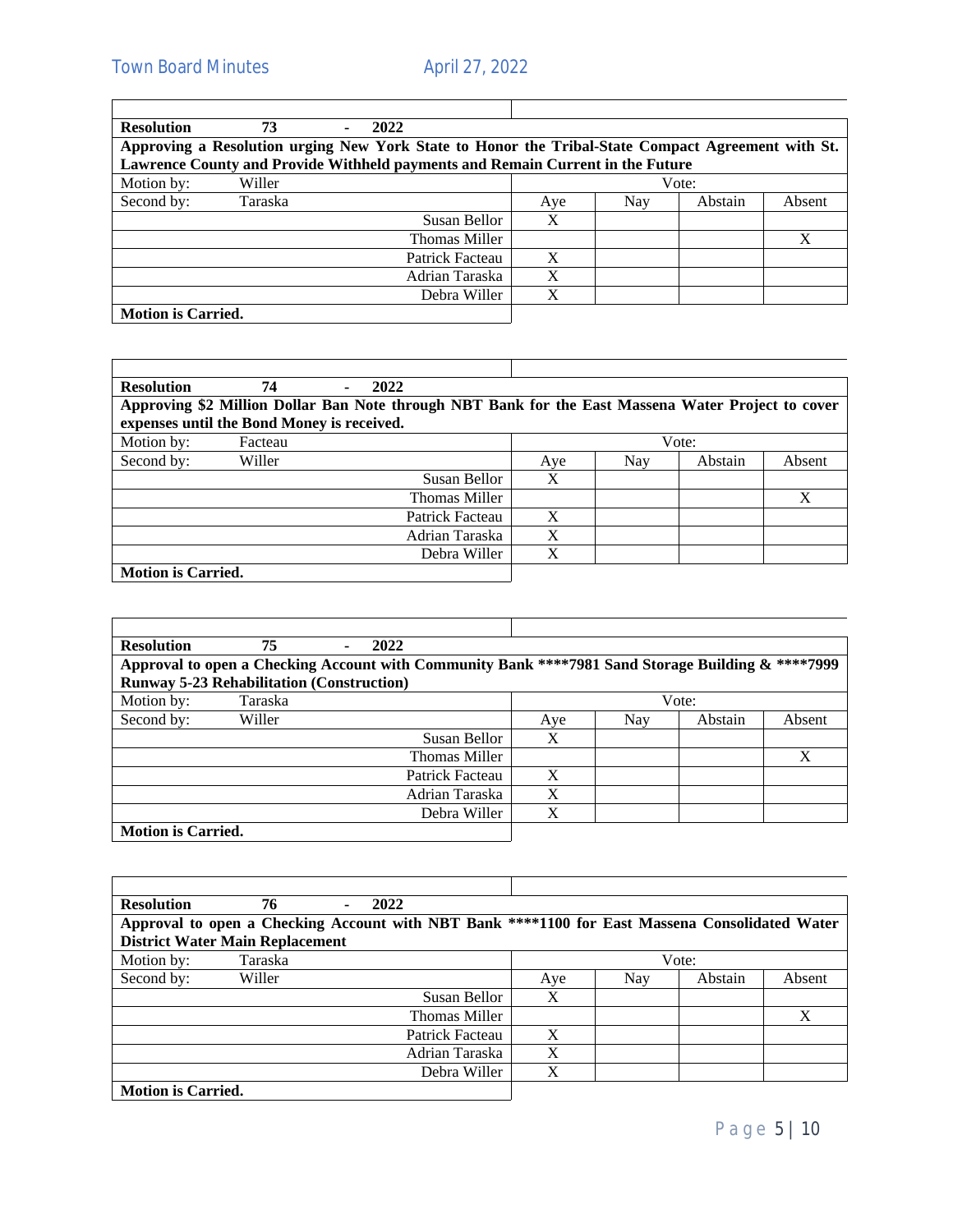| **Resolution** | **73 - 2022** | | | | |
|---|---|---|---|---|---|
| **Approving a Resolution urging New York State to Honor the Tribal-State Compact Agreement with St. Lawrence County and Provide Withheld payments and Remain Current in the Future** | | | | | |
| Motion by: | Willer | Vote: | | | |
| Second by: | Taraska | Aye | Nay | Abstain | Absent |
| | Susan Bellor | X | | | |
| | Thomas Miller | | | | X |
| | Patrick Facteau | X | | | |
| | Adrian Taraska | X | | | |
| | Debra Willer | X | | | |
| **Motion is Carried.** | | | | | |

| **Resolution** | **74 - 2022** | | | | |
|---|---|---|---|---|---|
| **Approving $2 Million Dollar Ban Note through NBT Bank for the East Massena Water Project to cover expenses until the Bond Money is received.** | | | | | |
| Motion by: | Facteau | Vote: | | | |
| Second by: | Willer | Aye | Nay | Abstain | Absent |
| | Susan Bellor | X | | | |
| | Thomas Miller | | | | X |
| | Patrick Facteau | X | | | |
| | Adrian Taraska | X | | | |
| | Debra Willer | X | | | |
| **Motion is Carried.** | | | | | |

| **Resolution** | **75 - 2022** | | | | |
|---|---|---|---|---|---|
| **Approval to open a Checking Account with Community Bank ****7981 Sand Storage Building & ****7999 Runway 5-23 Rehabilitation (Construction)** | | | | | |
| Motion by: | Taraska | Vote: | | | |
| Second by: | Willer | Aye | Nay | Abstain | Absent |
| | Susan Bellor | X | | | |
| | Thomas Miller | | | | X |
| | Patrick Facteau | X | | | |
| | Adrian Taraska | X | | | |
| | Debra Willer | X | | | |
| **Motion is Carried.** | | | | | |

| **Resolution** | **76 - 2022** | | | | |
|---|---|---|---|---|---|
| **Approval to open a Checking Account with NBT Bank ****1100 for East Massena Consolidated Water District Water Main Replacement** | | | | | |
| Motion by: | Taraska | Vote: | | | |
| Second by: | Willer | Aye | Nay | Abstain | Absent |
| | Susan Bellor | X | | | |
| | Thomas Miller | | | | X |
| | Patrick Facteau | X | | | |
| | Adrian Taraska | X | | | |
| | Debra Willer | X | | | |
| **Motion is Carried.** | | | | | |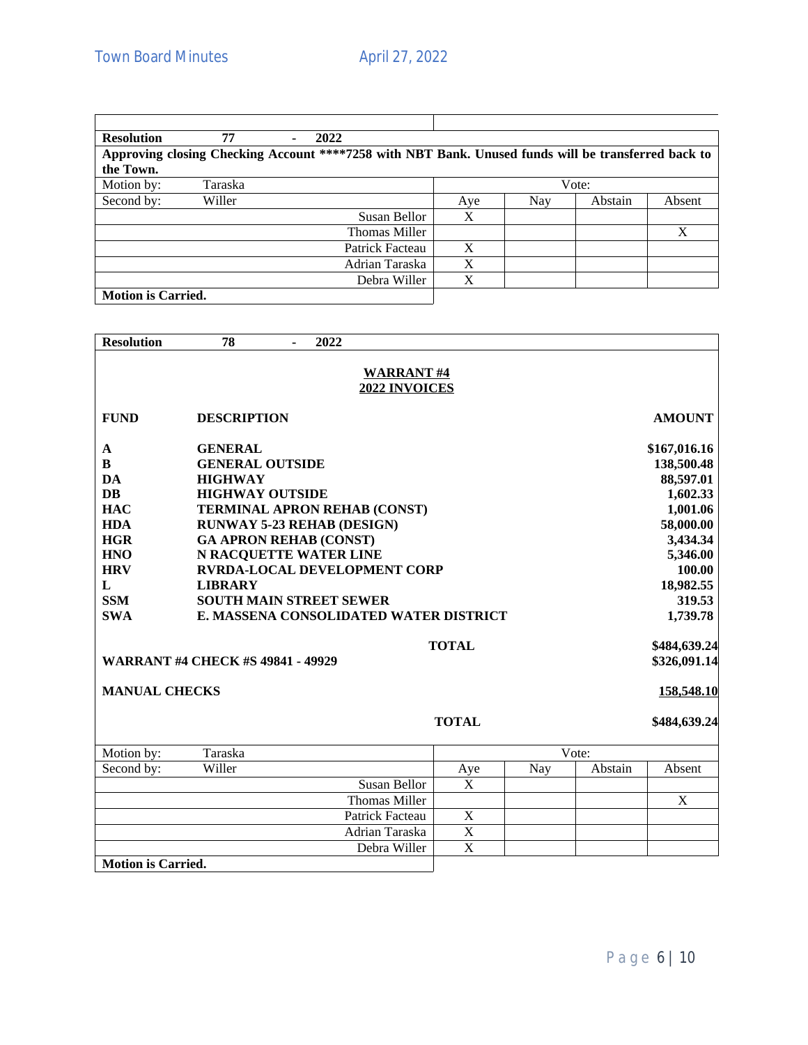| **Resolution** | **77 - 2022** | | | | |
|---|---|---|---|---|---|
| **Approving closing Checking Account ****7258 with NBT Bank. Unused funds will be transferred back to the Town.** | | | | | |
| Motion by: | Taraska | Vote: | | | |
| Second by: | Willer | Aye | Nay | Abstain | Absent |
| | Susan Bellor | X | | | |
| | Thomas Miller | | | | X |
| | Patrick Facteau | X | | | |
| | Adrian Taraska | X | | | |
| | Debra Willer | X | | | |
| **Motion is Carried.** | | | | | |

**Resolution 78 - 2022**

**WARRANT #4**
**2022 INVOICES**

| **FUND** | **DESCRIPTION** | **AMOUNT** |
|---|---|---|
| **A** | **GENERAL** | **$167,016.16** |
| **B** | **GENERAL OUTSIDE** | **138,500.48** |
| **DA** | **HIGHWAY** | **88,597.01** |
| **DB** | **HIGHWAY OUTSIDE** | **1,602.33** |
| **HAC** | **TERMINAL APRON REHAB (CONST)** | **1,001.06** |
| **HDA** | **RUNWAY 5-23 REHAB (DESIGN)** | **58,000.00** |
| **HGR** | **GA APRON REHAB (CONST)** | **3,434.34** |
| **HNO** | **N RACQUETTE WATER LINE** | **5,346.00** |
| **HRV** | **RVRDA-LOCAL DEVELOPMENT CORP** | **100.00** |
| **L** | **LIBRARY** | **18,982.55** |
| **SSM** | **SOUTH MAIN STREET SEWER** | **319.53** |
| **SWA** | **E. MASSENA CONSOLIDATED WATER DISTRICT** | **1,739.78** |
| | **TOTAL** | **$484,639.24** |
| **WARRANT #4 CHECK #S 49841 - 49929** | | **$326,091.14** |
| **MANUAL CHECKS** | | **158,548.10** |
| | **TOTAL** | **$484,639.24** |

| Motion by: | Taraska | Vote: | | | |
|---|---|---|---|---|---|
| Second by: | Willer | Aye | Nay | Abstain | Absent |
| | Susan Bellor | X | | | |
| | Thomas Miller | | | | X |
| | Patrick Facteau | X | | | |
| | Adrian Taraska | X | | | |
| | Debra Willer | X | | | |
| **Motion is Carried.** | | | | | |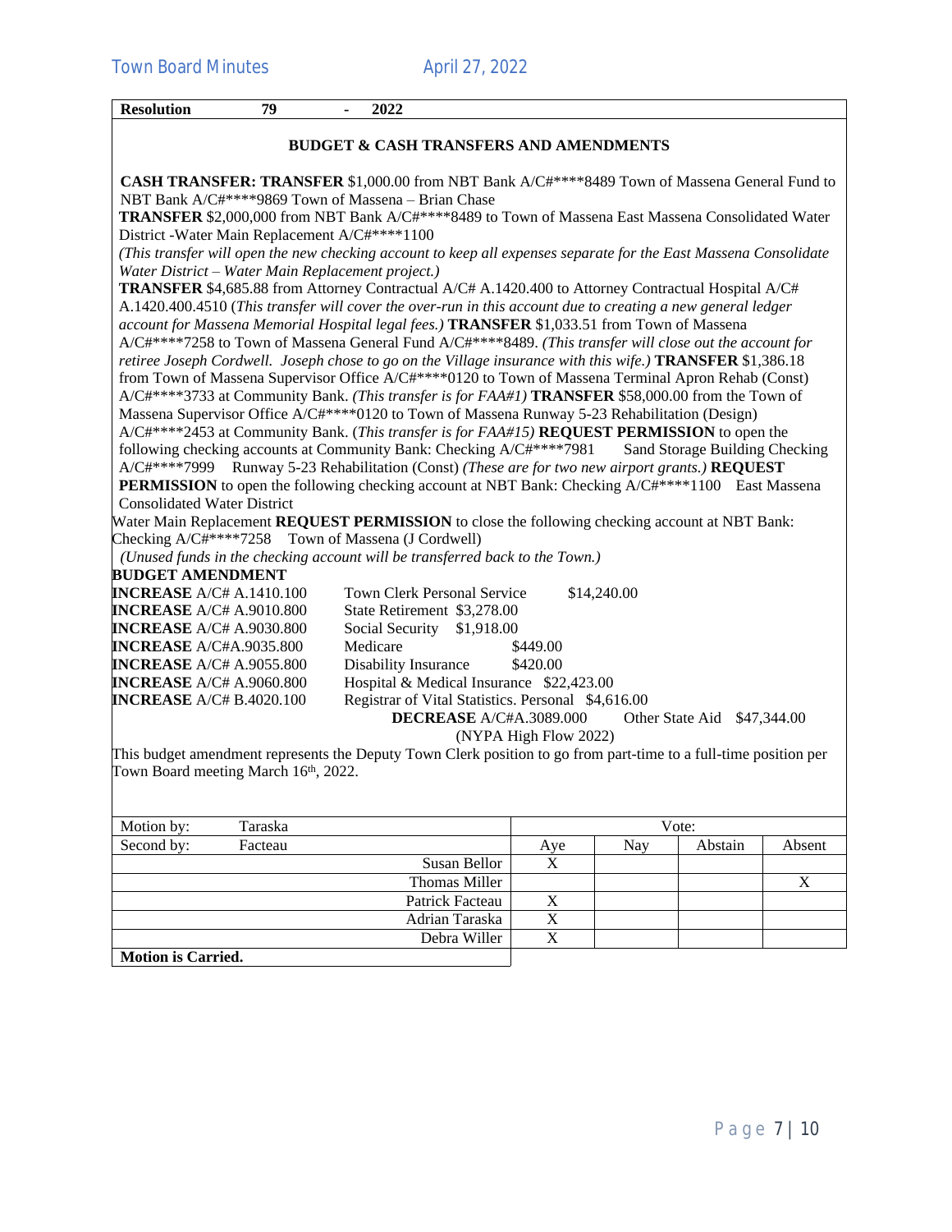**Resolution 79 - 2022**

**BUDGET & CASH TRANSFERS AND AMENDMENTS**

**CASH TRANSFER: TRANSFER** $1,000.00 from NBT Bank A/C#****8489 Town of Massena General Fund to NBT Bank A/C#****9869 Town of Massena – Brian Chase

**TRANSFER** $2,000,000 from NBT Bank A/C#****8489 to Town of Massena East Massena Consolidated Water District -Water Main Replacement A/C#****1100
*(This transfer will open the new checking account to keep all expenses separate for the East Massena Consolidate Water District – Water Main Replacement project.)*

**TRANSFER** $4,685.88 from Attorney Contractual A/C# A.1420.400 to Attorney Contractual Hospital A/C# A.1420.400.4510 (*This transfer will cover the over-run in this account due to creating a new general ledger account for Massena Memorial Hospital legal fees.)* **TRANSFER** $1,033.51 from Town of Massena A/C#****7258 to Town of Massena General Fund A/C#****8489. *(This transfer will close out the account for retiree Joseph Cordwell. Joseph chose to go on the Village insurance with this wife.)* **TRANSFER** $1,386.18 from Town of Massena Supervisor Office A/C#****0120 to Town of Massena Terminal Apron Rehab (Const) A/C#****3733 at Community Bank. *(This transfer is for FAA#1)* **TRANSFER** $58,000.00 from the Town of Massena Supervisor Office A/C#****0120 to Town of Massena Runway 5-23 Rehabilitation (Design) A/C#****2453 at Community Bank. (*This transfer is for FAA#15)* **REQUEST PERMISSION** to open the following checking accounts at Community Bank: Checking A/C#****7981 Sand Storage Building Checking A/C#****7999 Runway 5-23 Rehabilitation (Const) *(These are for two new airport grants.)* **REQUEST PERMISSION** to open the following checking account at NBT Bank: Checking A/C#****1100 East Massena Consolidated Water District
Water Main Replacement **REQUEST PERMISSION** to close the following checking account at NBT Bank: Checking A/C#****7258 Town of Massena (J Cordwell)
*(Unused funds in the checking account will be transferred back to the Town.)*

**BUDGET AMENDMENT**

**INCREASE** A/C# A.1410.100 Town Clerk Personal Service $14,240.00
**INCREASE** A/C# A.9010.800 State Retirement $3,278.00
**INCREASE** A/C# A.9030.800 Social Security $1,918.00
**INCREASE** A/C#A.9035.800 Medicare $449.00
**INCREASE** A/C# A.9055.800 Disability Insurance $420.00
**INCREASE** A/C# A.9060.800 Hospital & Medical Insurance $22,423.00
**INCREASE** A/C# B.4020.100 Registrar of Vital Statistics. Personal $4,616.00
**DECREASE** A/C#A.3089.000 Other State Aid $47,344.00
(NYPA High Flow 2022)

This budget amendment represents the Deputy Town Clerk position to go from part-time to a full-time position per Town Board meeting March 16th, 2022.

| Motion by: Taraska | Vote: | | | |
|---|---|---|---|---|
| Second by: Facteau | Aye | Nay | Abstain | Absent |
| Susan Bellor | X | | | |
| Thomas Miller | | | | X |
| Patrick Facteau | X | | | |
| Adrian Taraska | X | | | |
| Debra Willer | X | | | |

**Motion is Carried.**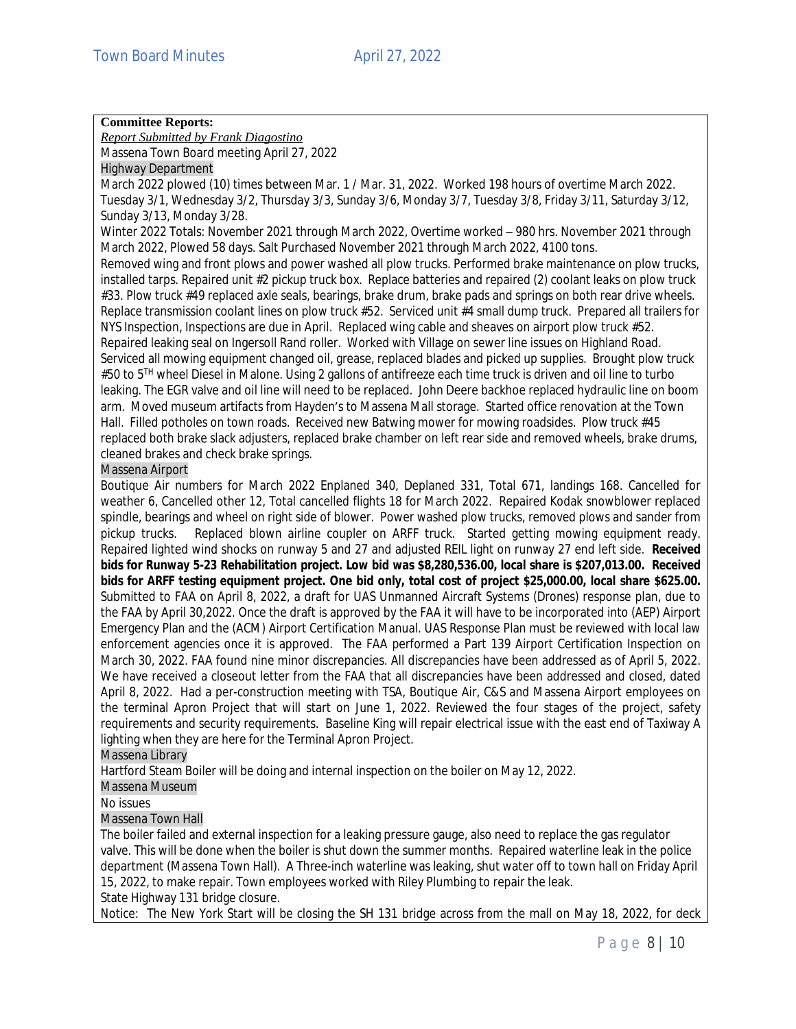**Committee Reports:**

*Report Submitted by Frank Diagostino*

Massena Town Board meeting April 27, 2022

Highway Department

March 2022 plowed (10) times between Mar. 1 / Mar. 31, 2022. Worked 198 hours of overtime March 2022. Tuesday 3/1, Wednesday 3/2, Thursday 3/3, Sunday 3/6, Monday 3/7, Tuesday 3/8, Friday 3/11, Saturday 3/12, Sunday 3/13, Monday 3/28.

Winter 2022 Totals: November 2021 through March 2022, Overtime worked – 980 hrs. November 2021 through March 2022, Plowed 58 days. Salt Purchased November 2021 through March 2022, 4100 tons.

Removed wing and front plows and power washed all plow trucks. Performed brake maintenance on plow trucks, installed tarps. Repaired unit #2 pickup truck box. Replace batteries and repaired (2) coolant leaks on plow truck #33. Plow truck #49 replaced axle seals, bearings, brake drum, brake pads and springs on both rear drive wheels. Replace transmission coolant lines on plow truck #52. Serviced unit #4 small dump truck. Prepared all trailers for NYS Inspection, Inspections are due in April. Replaced wing cable and sheaves on airport plow truck #52. Repaired leaking seal on Ingersoll Rand roller. Worked with Village on sewer line issues on Highland Road. Serviced all mowing equipment changed oil, grease, replaced blades and picked up supplies. Brought plow truck #50 to 5TH wheel Diesel in Malone. Using 2 gallons of antifreeze each time truck is driven and oil line to turbo leaking. The EGR valve and oil line will need to be replaced. John Deere backhoe replaced hydraulic line on boom arm. Moved museum artifacts from Hayden's to Massena Mall storage. Started office renovation at the Town Hall. Filled potholes on town roads. Received new Batwing mower for mowing roadsides. Plow truck #45 replaced both brake slack adjusters, replaced brake chamber on left rear side and removed wheels, brake drums, cleaned brakes and check brake springs.

Massena Airport

Boutique Air numbers for March 2022 Enplaned 340, Deplaned 331, Total 671, landings 168. Cancelled for weather 6, Cancelled other 12, Total cancelled flights 18 for March 2022. Repaired Kodak snowblower replaced spindle, bearings and wheel on right side of blower. Power washed plow trucks, removed plows and sander from pickup trucks. Replaced blown airline coupler on ARFF truck. Started getting mowing equipment ready. Repaired lighted wind shocks on runway 5 and 27 and adjusted REIL light on runway 27 end left side. **Received bids for Runway 5-23 Rehabilitation project. Low bid was $8,280,536.00, local share is $207,013.00. Received bids for ARFF testing equipment project. One bid only, total cost of project $25,000.00, local share $625.00.** Submitted to FAA on April 8, 2022, a draft for UAS Unmanned Aircraft Systems (Drones) response plan, due to the FAA by April 30,2022. Once the draft is approved by the FAA it will have to be incorporated into (AEP) Airport Emergency Plan and the (ACM) Airport Certification Manual. UAS Response Plan must be reviewed with local law enforcement agencies once it is approved. The FAA performed a Part 139 Airport Certification Inspection on March 30, 2022. FAA found nine minor discrepancies. All discrepancies have been addressed as of April 5, 2022. We have received a closeout letter from the FAA that all discrepancies have been addressed and closed, dated April 8, 2022. Had a per-construction meeting with TSA, Boutique Air, C&S and Massena Airport employees on the terminal Apron Project that will start on June 1, 2022. Reviewed the four stages of the project, safety requirements and security requirements. Baseline King will repair electrical issue with the east end of Taxiway A lighting when they are here for the Terminal Apron Project.

Massena Library

Hartford Steam Boiler will be doing and internal inspection on the boiler on May 12, 2022.

Massena Museum

No issues

Massena Town Hall

The boiler failed and external inspection for a leaking pressure gauge, also need to replace the gas regulator valve. This will be done when the boiler is shut down the summer months. Repaired waterline leak in the police department (Massena Town Hall). A Three-inch waterline was leaking, shut water off to town hall on Friday April 15, 2022, to make repair. Town employees worked with Riley Plumbing to repair the leak.

State Highway 131 bridge closure.

Notice: The New York Start will be closing the SH 131 bridge across from the mall on May 18, 2022, for deck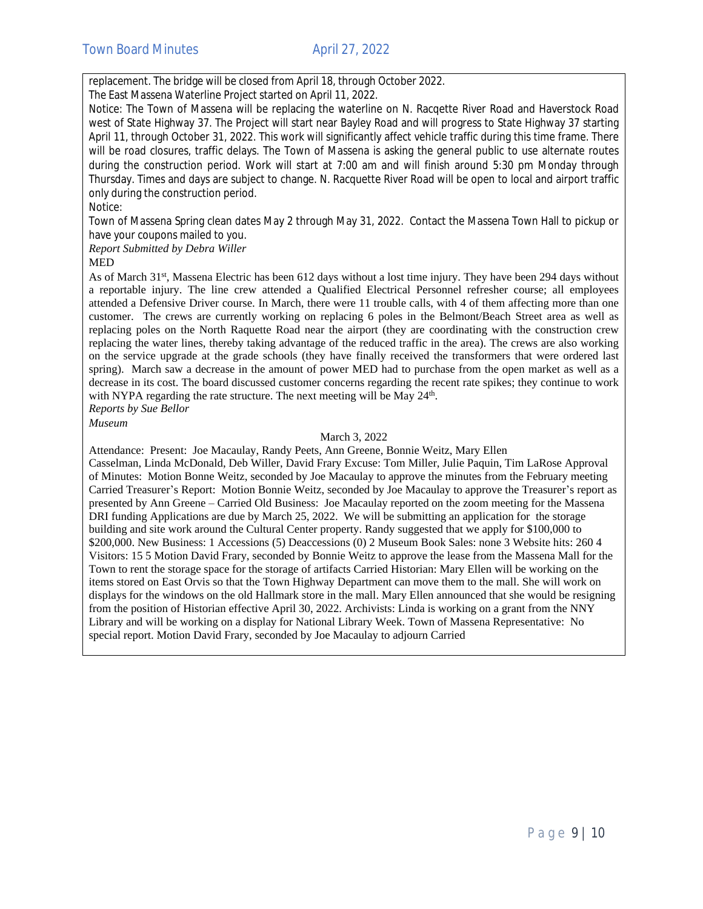replacement. The bridge will be closed from April 18, through October 2022.

The East Massena Waterline Project started on April 11, 2022.

Notice: The Town of Massena will be replacing the waterline on N. Racqette River Road and Haverstock Road west of State Highway 37. The Project will start near Bayley Road and will progress to State Highway 37 starting April 11, through October 31, 2022. This work will significantly affect vehicle traffic during this time frame. There will be road closures, traffic delays. The Town of Massena is asking the general public to use alternate routes during the construction period. Work will start at 7:00 am and will finish around 5:30 pm Monday through Thursday. Times and days are subject to change. N. Racquette River Road will be open to local and airport traffic only during the construction period.

Notice:

Town of Massena Spring clean dates May 2 through May 31, 2022. Contact the Massena Town Hall to pickup or have your coupons mailed to you.

*Report Submitted by Debra Willer*

MED

As of March 31st, Massena Electric has been 612 days without a lost time injury. They have been 294 days without a reportable injury. The line crew attended a Qualified Electrical Personnel refresher course; all employees attended a Defensive Driver course. In March, there were 11 trouble calls, with 4 of them affecting more than one customer. The crews are currently working on replacing 6 poles in the Belmont/Beach Street area as well as replacing poles on the North Raquette Road near the airport (they are coordinating with the construction crew replacing the water lines, thereby taking advantage of the reduced traffic in the area). The crews are also working on the service upgrade at the grade schools (they have finally received the transformers that were ordered last spring). March saw a decrease in the amount of power MED had to purchase from the open market as well as a decrease in its cost. The board discussed customer concerns regarding the recent rate spikes; they continue to work with NYPA regarding the rate structure. The next meeting will be May 24th.

*Reports by Sue Bellor*

*Museum*

March 3, 2022

Attendance: Present: Joe Macaulay, Randy Peets, Ann Greene, Bonnie Weitz, Mary Ellen Casselman, Linda McDonald, Deb Willer, David Frary Excuse: Tom Miller, Julie Paquin, Tim LaRose Approval of Minutes: Motion Bonne Weitz, seconded by Joe Macaulay to approve the minutes from the February meeting Carried Treasurer's Report: Motion Bonnie Weitz, seconded by Joe Macaulay to approve the Treasurer's report as presented by Ann Greene – Carried Old Business: Joe Macaulay reported on the zoom meeting for the Massena DRI funding Applications are due by March 25, 2022. We will be submitting an application for the storage building and site work around the Cultural Center property. Randy suggested that we apply for $100,000 to $200,000. New Business: 1 Accessions (5) Deaccessions (0) 2 Museum Book Sales: none 3 Website hits: 260 4 Visitors: 15 5 Motion David Frary, seconded by Bonnie Weitz to approve the lease from the Massena Mall for the Town to rent the storage space for the storage of artifacts Carried Historian: Mary Ellen will be working on the items stored on East Orvis so that the Town Highway Department can move them to the mall. She will work on displays for the windows on the old Hallmark store in the mall. Mary Ellen announced that she would be resigning from the position of Historian effective April 30, 2022. Archivists: Linda is working on a grant from the NNY Library and will be working on a display for National Library Week. Town of Massena Representative: No special report. Motion David Frary, seconded by Joe Macaulay to adjourn Carried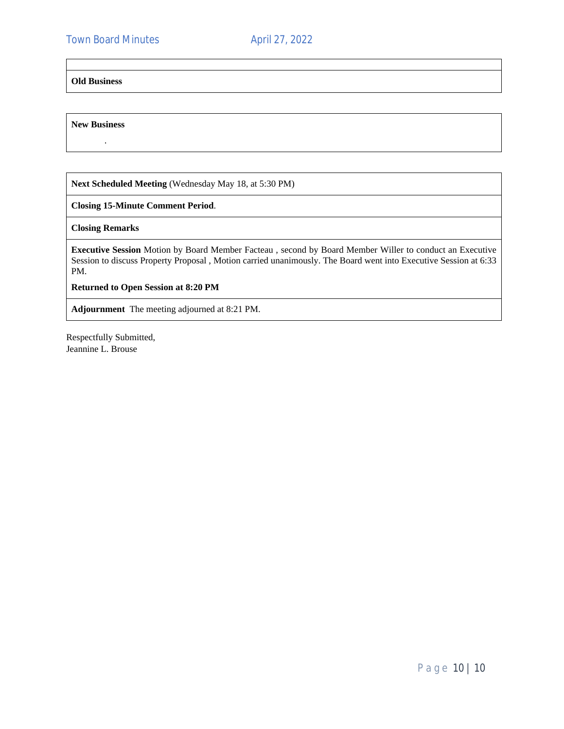**Old Business**

**New Business**

.

**Next Scheduled Meeting** (Wednesday May 18, at 5:30 PM)

**Closing 15-Minute Comment Period**.

**Closing Remarks**

**Executive Session** Motion by Board Member Facteau , second by Board Member Willer to conduct an Executive Session to discuss Property Proposal , Motion carried unanimously. The Board went into Executive Session at 6:33 PM.

**Returned to Open Session at 8:20 PM**

**Adjournment** The meeting adjourned at 8:21 PM.

Respectfully Submitted,
Jeannine L. Brouse